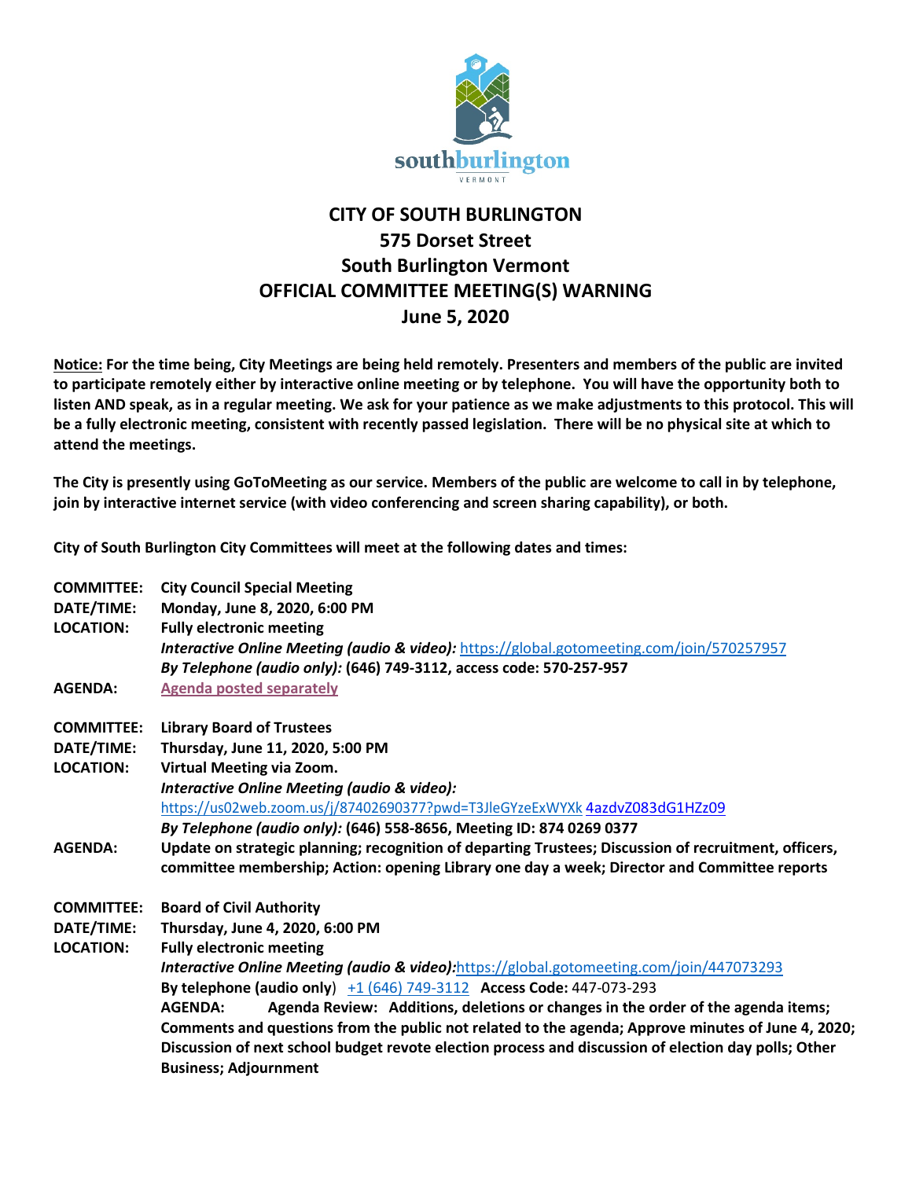# CITY OF SOUTH BURLINGTON
## 575 Dorset Street
## South Burlington Vermont
## OFFICIAL COMMITTEE MEETING(S) WARNING
## June 5, 2020

**Notice: For the time being, City Meetings are being held remotely. Presenters and members of the public are invited to participate remotely either by interactive online meeting or by telephone. You will have the opportunity both to listen AND speak, as in a regular meeting. We ask for your patience as we make adjustments to this protocol. This will be a fully electronic meeting, consistent with recently passed legislation. There will be no physical site at which to attend the meetings.**

**The City is presently using GoToMeeting as our service. Members of the public are welcome to call in by telephone, join by interactive internet service (with video conferencing and screen sharing capability), or both.**

**City of South Burlington City Committees will meet at the following dates and times:**

**COMMITTEE:** **City Council Special Meeting**
**DATE/TIME:** **Monday, June 8, 2020, 6:00 PM**
**LOCATION:** **Fully electronic meeting**
***Interactive Online Meeting (audio & video):*** https://global.gotomeeting.com/join/570257957
***By Telephone (audio only):*** **(646) 749-3112, access code: 570-257-957**
**AGENDA:** **Agenda posted separately**

**COMMITTEE:** **Library Board of Trustees**
**DATE/TIME:** **Thursday, June 11, 2020, 5:00 PM**
**LOCATION:** **Virtual Meeting via Zoom.**
***Interactive Online Meeting (audio & video):***
https://us02web.zoom.us/j/87402690377?pwd=T3JleGYzeExWYXk 4azdvZ083dG1HZz09
***By Telephone (audio only):*** **(646) 558-8656, Meeting ID: 874 0269 0377**
**AGENDA:** **Update on strategic planning; recognition of departing Trustees; Discussion of recruitment, officers, committee membership; Action: opening Library one day a week; Director and Committee reports**

**COMMITTEE:** **Board of Civil Authority**
**DATE/TIME:** **Thursday, June 4, 2020, 6:00 PM**
**LOCATION:** **Fully electronic meeting**
***Interactive Online Meeting (audio & video):***https://global.gotomeeting.com/join/447073293
**By telephone (audio only**) +1 (646) 749-3112 **Access Code:** 447-073-293
**AGENDA:** **Agenda Review: Additions, deletions or changes in the order of the agenda items; Comments and questions from the public not related to the agenda; Approve minutes of June 4, 2020; Discussion of next school budget revote election process and discussion of election day polls; Other Business; Adjournment**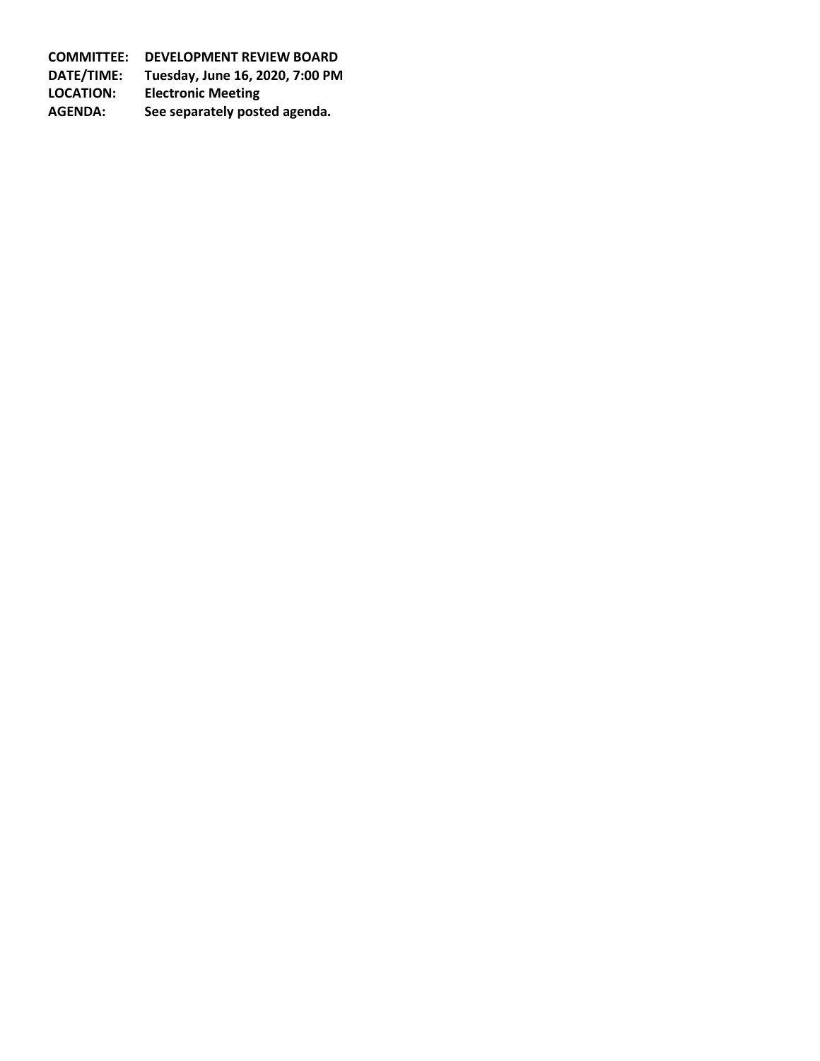**COMMITTEE:** **DEVELOPMENT REVIEW BOARD**
**DATE/TIME:** **Tuesday, June 16, 2020, 7:00 PM**
**LOCATION:** **Electronic Meeting**
**AGENDA:** **See separately posted agenda.**